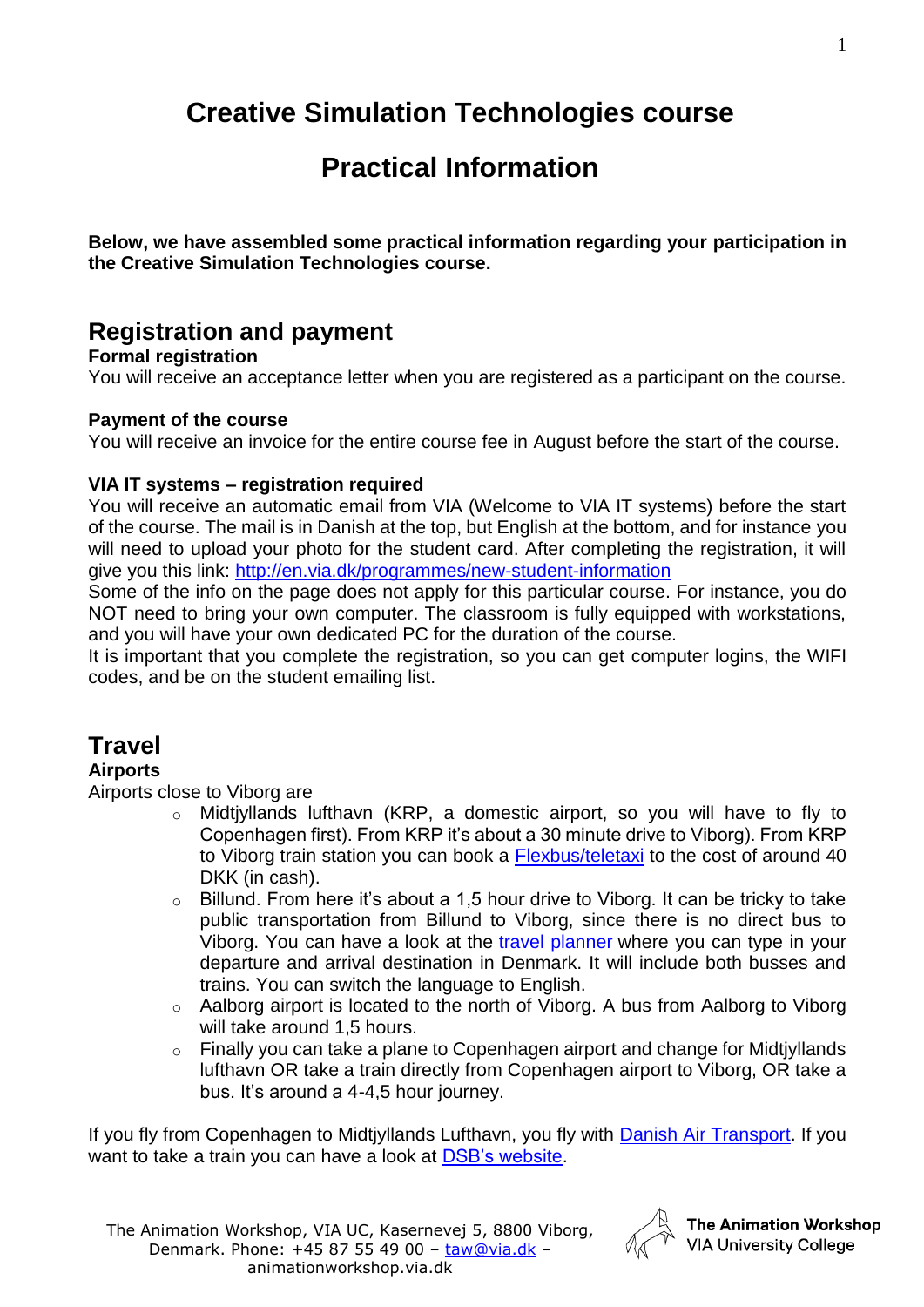# Creative Simulation Technologies course

# Practical Information

**Below, we have assembled some practical information regarding your participation in the Creative Simulation Technologies course.**

## Registration and payment

**Formal registration**

You will receive an acceptance letter when you are registered as a participant on the course.

**Payment of the course**

You will receive an invoice for the entire course fee in August before the start of the course.

**VIA IT systems – registration required**

You will receive an automatic email from VIA (Welcome to VIA IT systems) before the start of the course. The mail is in Danish at the top, but English at the bottom, and for instance you will need to upload your photo for the student card. After completing the registration, it will give you this link: [http://en.via.dk/programmes/new-student-information](http://en.via.dk/programmes/new-student-information)

Some of the info on the page does not apply for this particular course. For instance, you do NOT need to bring your own computer. The classroom is fully equipped with workstations, and you will have your own dedicated PC for the duration of the course.

It is important that you complete the registration, so you can get computer logins, the WIFI codes, and be on the student emailing list.

## Travel

**Airports**

Airports close to Viborg are

- Midtjyllands lufthavn (KRP, a domestic airport, so you will have to fly to Copenhagen first). From KRP it's about a 30 minute drive to Viborg). From KRP to Viborg train station you can book a Flexbus/teletaxi to the cost of around 40 DKK (in cash).
- Billund. From here it's about a 1,5 hour drive to Viborg. It can be tricky to take public transportation from Billund to Viborg, since there is no direct bus to Viborg. You can have a look at the travel planner where you can type in your departure and arrival destination in Denmark. It will include both busses and trains. You can switch the language to English.
- Aalborg airport is located to the north of Viborg. A bus from Aalborg to Viborg will take around 1,5 hours.
- Finally you can take a plane to Copenhagen airport and change for Midtjyllands lufthavn OR take a train directly from Copenhagen airport to Viborg, OR take a bus. It's around a 4-4,5 hour journey.

If you fly from Copenhagen to Midtjyllands Lufthavn, you fly with Danish Air Transport. If you want to take a train you can have a look at DSB's website.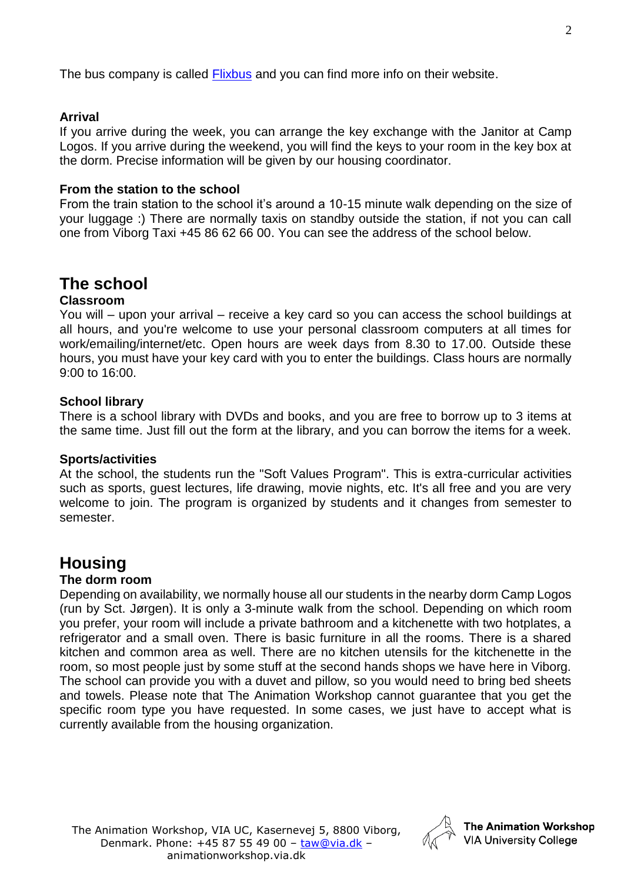The bus company is called [Flixbus](Flixbus) and you can find more info on their website.

**Arrival**

If you arrive during the week, you can arrange the key exchange with the Janitor at Camp Logos. If you arrive during the weekend, you will find the keys to your room in the key box at the dorm. Precise information will be given by our housing coordinator.

**From the station to the school**

From the train station to the school it's around a 10-15 minute walk depending on the size of your luggage :) There are normally taxis on standby outside the station, if not you can call one from Viborg Taxi +45 86 62 66 00. You can see the address of the school below.

## The school

**Classroom**

You will – upon your arrival – receive a key card so you can access the school buildings at all hours, and you're welcome to use your personal classroom computers at all times for work/emailing/internet/etc. Open hours are week days from 8.30 to 17.00. Outside these hours, you must have your key card with you to enter the buildings. Class hours are normally 9:00 to 16:00.

**School library**

There is a school library with DVDs and books, and you are free to borrow up to 3 items at the same time. Just fill out the form at the library, and you can borrow the items for a week.

**Sports/activities**

At the school, the students run the "Soft Values Program". This is extra-curricular activities such as sports, guest lectures, life drawing, movie nights, etc. It's all free and you are very welcome to join. The program is organized by students and it changes from semester to semester.

## Housing

**The dorm room**

Depending on availability, we normally house all our students in the nearby dorm Camp Logos (run by Sct. Jørgen). It is only a 3-minute walk from the school. Depending on which room you prefer, your room will include a private bathroom and a kitchenette with two hotplates, a refrigerator and a small oven. There is basic furniture in all the rooms. There is a shared kitchen and common area as well. There are no kitchen utensils for the kitchenette in the room, so most people just by some stuff at the second hands shops we have here in Viborg. The school can provide you with a duvet and pillow, so you would need to bring bed sheets and towels. Please note that The Animation Workshop cannot guarantee that you get the specific room type you have requested. In some cases, we just have to accept what is currently available from the housing organization.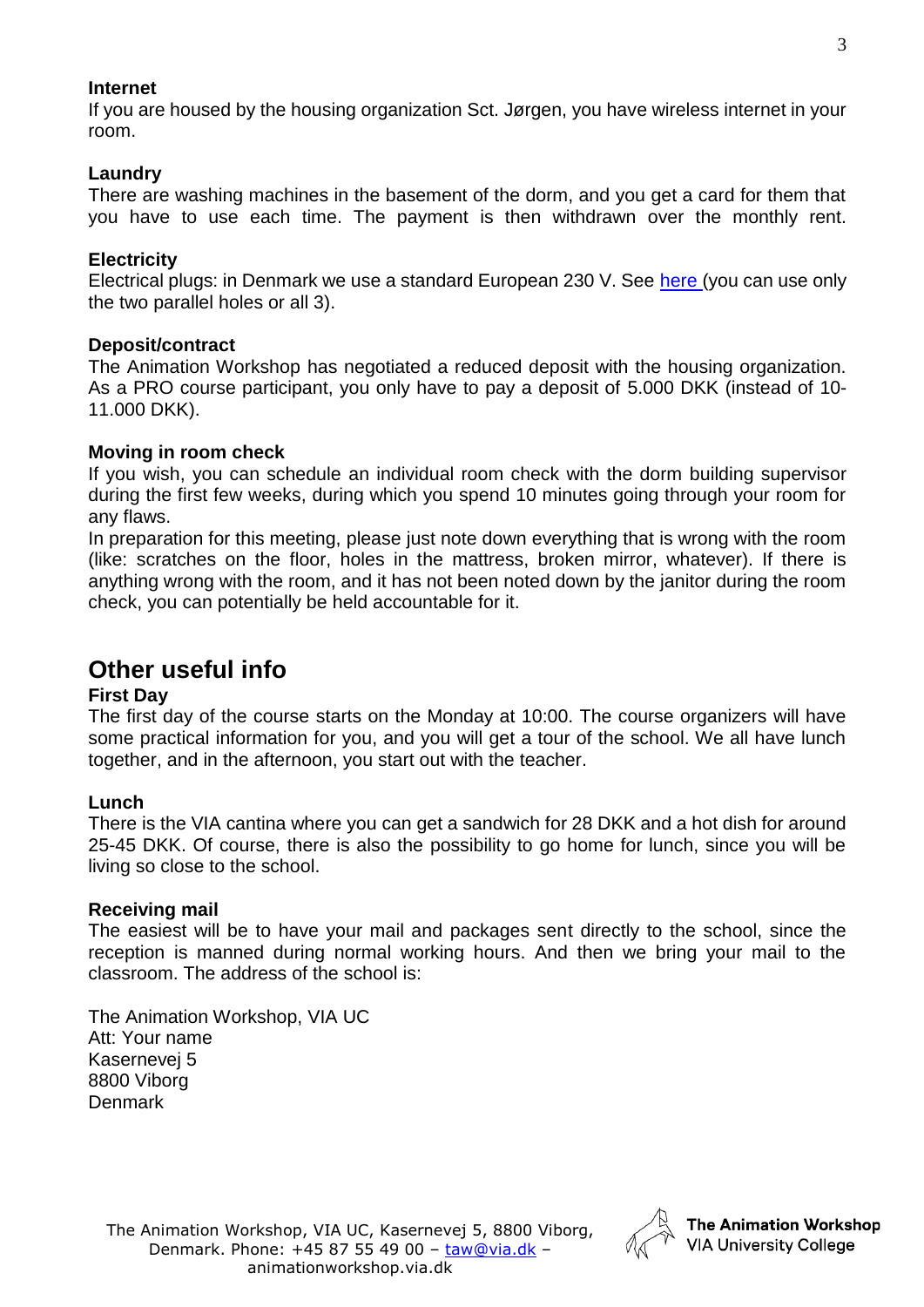**Internet**

If you are housed by the housing organization Sct. Jørgen, you have wireless internet in your room.

**Laundry**

There are washing machines in the basement of the dorm, and you get a card for them that you have to use each time. The payment is then withdrawn over the monthly rent.

**Electricity**

Electrical plugs: in Denmark we use a standard European 230 V. See here (you can use only the two parallel holes or all 3).

**Deposit/contract**

The Animation Workshop has negotiated a reduced deposit with the housing organization. As a PRO course participant, you only have to pay a deposit of 5.000 DKK (instead of 10-11.000 DKK).

**Moving in room check**

If you wish, you can schedule an individual room check with the dorm building supervisor during the first few weeks, during which you spend 10 minutes going through your room for any flaws.

In preparation for this meeting, please just note down everything that is wrong with the room (like: scratches on the floor, holes in the mattress, broken mirror, whatever). If there is anything wrong with the room, and it has not been noted down by the janitor during the room check, you can potentially be held accountable for it.

## Other useful info

**First Day**

The first day of the course starts on the Monday at 10:00. The course organizers will have some practical information for you, and you will get a tour of the school. We all have lunch together, and in the afternoon, you start out with the teacher.

**Lunch**

There is the VIA cantina where you can get a sandwich for 28 DKK and a hot dish for around 25-45 DKK. Of course, there is also the possibility to go home for lunch, since you will be living so close to the school.

**Receiving mail**

The easiest will be to have your mail and packages sent directly to the school, since the reception is manned during normal working hours. And then we bring your mail to the classroom. The address of the school is:

The Animation Workshop, VIA UC
Att: Your name
Kasernevej 5
8800 Viborg
Denmark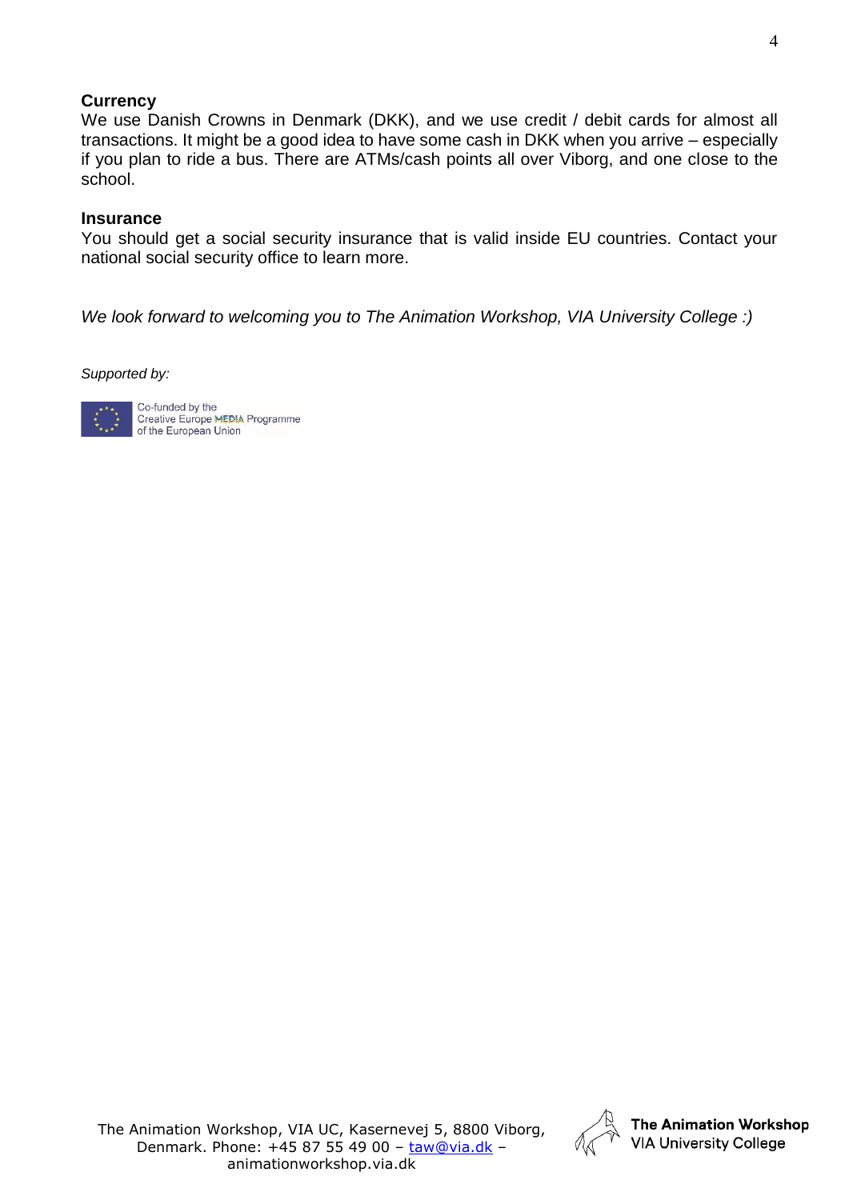**Currency**

We use Danish Crowns in Denmark (DKK), and we use credit / debit cards for almost all transactions. It might be a good idea to have some cash in DKK when you arrive – especially if you plan to ride a bus. There are ATMs/cash points all over Viborg, and one close to the school.

**Insurance**

You should get a social security insurance that is valid inside EU countries. Contact your national social security office to learn more.

*We look forward to welcoming you to The Animation Workshop, VIA University College :)*

*Supported by:*

Co-funded by the Creative Europe MEDIA Programme of the European Union